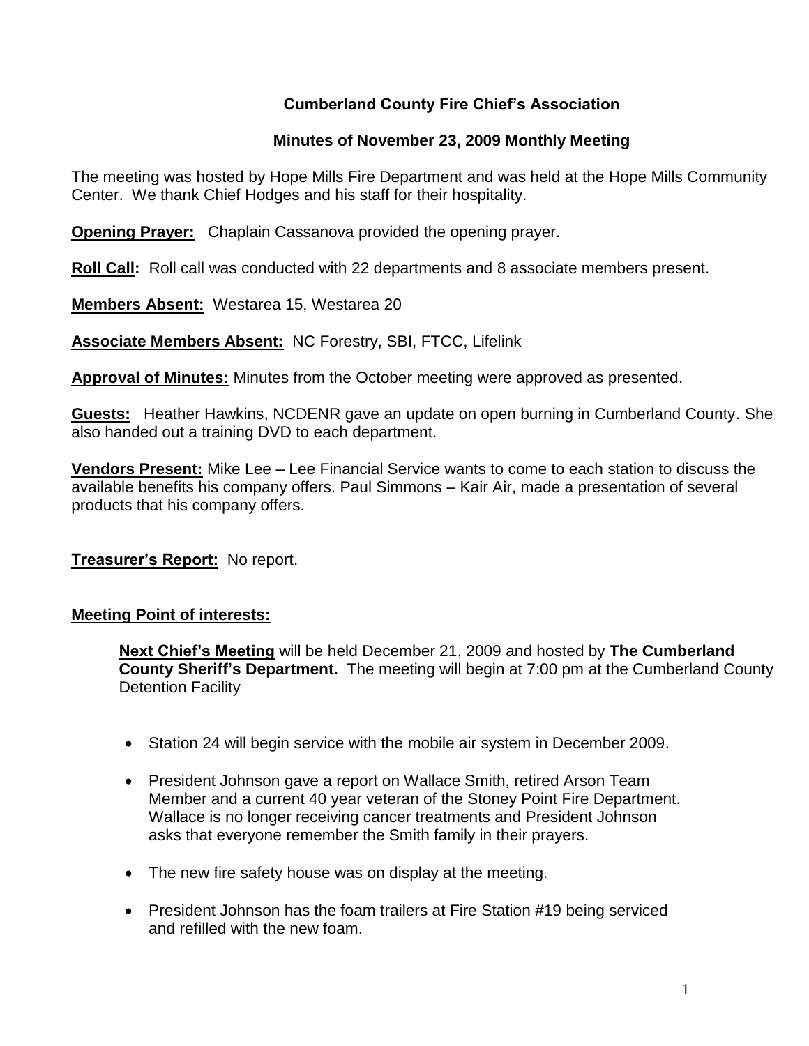# Cumberland County Fire Chief's Association

## Minutes of November 23, 2009 Monthly Meeting

The meeting was hosted by Hope Mills Fire Department and was held at the Hope Mills Community Center. We thank Chief Hodges and his staff for their hospitality.

**Opening Prayer:** Chaplain Cassanova provided the opening prayer.

**Roll Call:** Roll call was conducted with 22 departments and 8 associate members present.

**Members Absent:** Westarea 15, Westarea 20

**Associate Members Absent:** NC Forestry, SBI, FTCC, Lifelink

**Approval of Minutes:** Minutes from the October meeting were approved as presented.

**Guests:** Heather Hawkins, NCDENR gave an update on open burning in Cumberland County. She also handed out a training DVD to each department.

**Vendors Present:** Mike Lee – Lee Financial Service wants to come to each station to discuss the available benefits his company offers. Paul Simmons – Kair Air, made a presentation of several products that his company offers.

**Treasurer's Report:** No report.

**Meeting Point of interests:**

**Next Chief's Meeting** will be held December 21, 2009 and hosted by **The Cumberland County Sheriff's Department.** The meeting will begin at 7:00 pm at the Cumberland County Detention Facility

- Station 24 will begin service with the mobile air system in December 2009.
- President Johnson gave a report on Wallace Smith, retired Arson Team Member and a current 40 year veteran of the Stoney Point Fire Department. Wallace is no longer receiving cancer treatments and President Johnson asks that everyone remember the Smith family in their prayers.
- The new fire safety house was on display at the meeting.
- President Johnson has the foam trailers at Fire Station #19 being serviced and refilled with the new foam.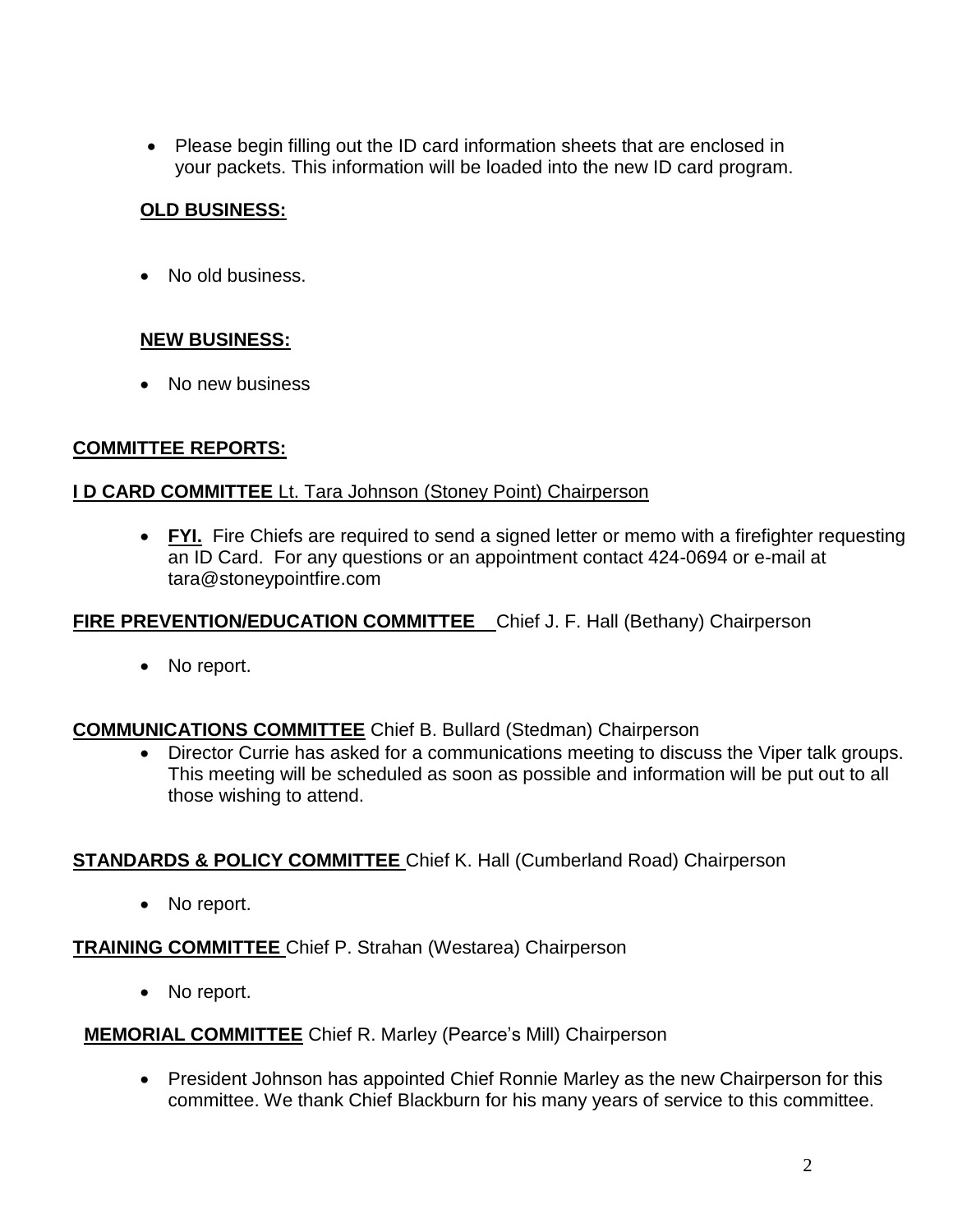- Please begin filling out the ID card information sheets that are enclosed in your packets. This information will be loaded into the new ID card program.

## OLD BUSINESS:

- No old business.

## NEW BUSINESS:

- No new business

## COMMITTEE REPORTS:

**I D CARD COMMITTEE** Lt. Tara Johnson (Stoney Point) Chairperson

- **FYI.** Fire Chiefs are required to send a signed letter or memo with a firefighter requesting an ID Card. For any questions or an appointment contact 424-0694 or e-mail at tara@stoneypointfire.com

**FIRE PREVENTION/EDUCATION COMMITTEE** Chief J. F. Hall (Bethany) Chairperson

- No report.

**COMMUNICATIONS COMMITTEE** Chief B. Bullard (Stedman) Chairperson

- Director Currie has asked for a communications meeting to discuss the Viper talk groups. This meeting will be scheduled as soon as possible and information will be put out to all those wishing to attend.

**STANDARDS & POLICY COMMITTEE** Chief K. Hall (Cumberland Road) Chairperson

- No report.

**TRAINING COMMITTEE** Chief P. Strahan (Westarea) Chairperson

- No report.

**MEMORIAL COMMITTEE** Chief R. Marley (Pearce's Mill) Chairperson

- President Johnson has appointed Chief Ronnie Marley as the new Chairperson for this committee. We thank Chief Blackburn for his many years of service to this committee.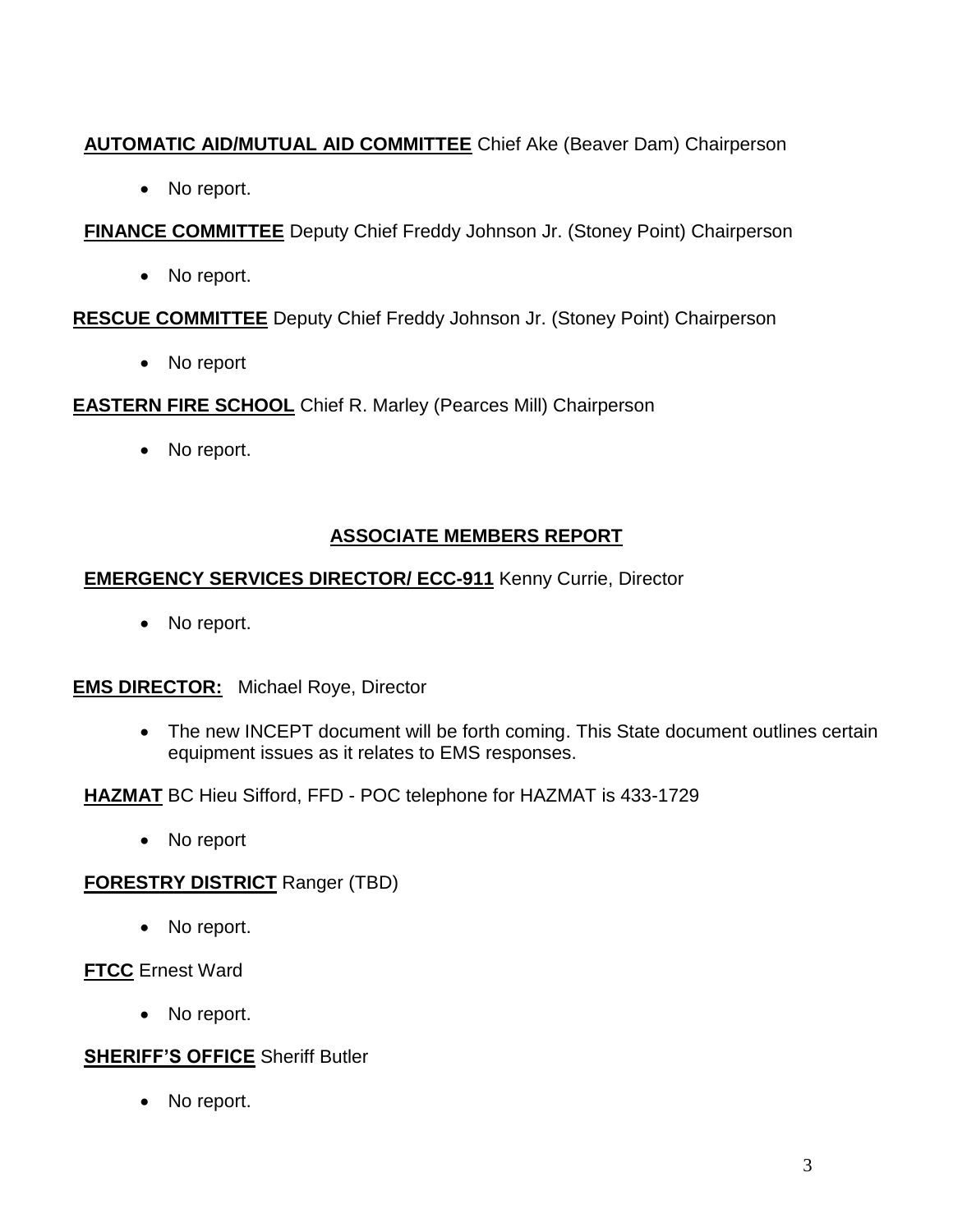**AUTOMATIC AID/MUTUAL AID COMMITTEE** Chief Ake (Beaver Dam) Chairperson

- No report.

**FINANCE COMMITTEE** Deputy Chief Freddy Johnson Jr. (Stoney Point) Chairperson

- No report.

**RESCUE COMMITTEE** Deputy Chief Freddy Johnson Jr. (Stoney Point) Chairperson

- No report

**EASTERN FIRE SCHOOL** Chief R. Marley (Pearces Mill) Chairperson

- No report.

## ASSOCIATE MEMBERS REPORT

**EMERGENCY SERVICES DIRECTOR/ ECC-911** Kenny Currie, Director

- No report.

**EMS DIRECTOR:** Michael Roye, Director

- The new INCEPT document will be forth coming. This State document outlines certain equipment issues as it relates to EMS responses.

**HAZMAT** BC Hieu Sifford, FFD - POC telephone for HAZMAT is 433-1729

- No report

**FORESTRY DISTRICT** Ranger (TBD)

- No report.

**FTCC** Ernest Ward

- No report.

**SHERIFF'S OFFICE** Sheriff Butler

- No report.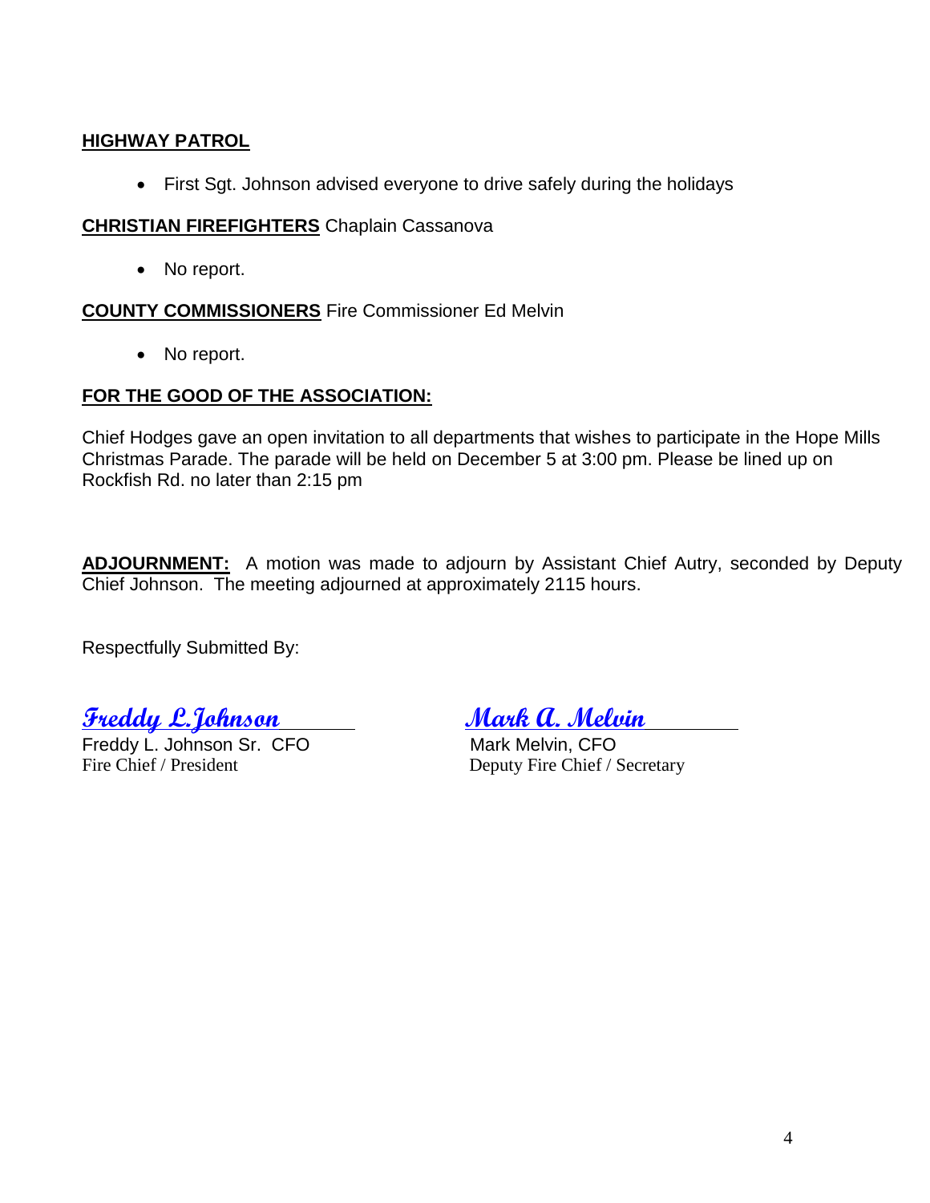**HIGHWAY PATROL**

- First Sgt. Johnson advised everyone to drive safely during the holidays

**CHRISTIAN FIREFIGHTERS** Chaplain Cassanova

- No report.

**COUNTY COMMISSIONERS** Fire Commissioner Ed Melvin

- No report.

**FOR THE GOOD OF THE ASSOCIATION:**

Chief Hodges gave an open invitation to all departments that wishes to participate in the Hope Mills Christmas Parade. The parade will be held on December 5 at 3:00 pm. Please be lined up on Rockfish Rd. no later than 2:15 pm

**ADJOURNMENT:** A motion was made to adjourn by Assistant Chief Autry, seconded by Deputy Chief Johnson. The meeting adjourned at approximately 2115 hours.

Respectfully Submitted By:

*Freddy L.Johnson*
Freddy L. Johnson Sr. CFO
Fire Chief / President

*Mark A. Melvin*
Mark Melvin, CFO
Deputy Fire Chief / Secretary